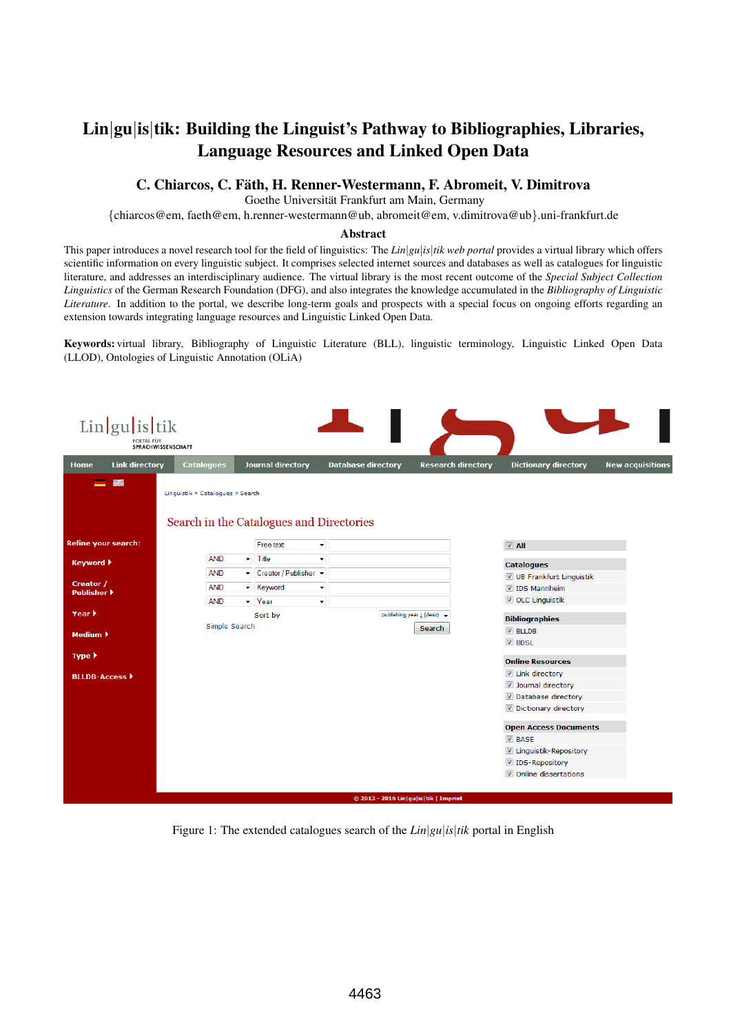# Lin|gu|is|tik: Building the Linguist's Pathway to Bibliographies, Libraries, Language Resources and Linked Open Data

**C. Chiarcos, C. Fäth, H. Renner-Westermann, F. Abromeit, V. Dimitrova**

Goethe Universität Frankfurt am Main, Germany

{chiarcos@em, faeth@em, h.renner-westermann@ub, abromeit@em, v.dimitrova@ub}.uni-frankfurt.de

## Abstract

This paper introduces a novel research tool for the field of linguistics: The *Lin|gu|is|tik web portal* provides a virtual library which offers scientific information on every linguistic subject. It comprises selected internet sources and databases as well as catalogues for linguistic literature, and addresses an interdisciplinary audience. The virtual library is the most recent outcome of the *Special Subject Collection Linguistics* of the German Research Foundation (DFG), and also integrates the knowledge accumulated in the *Bibliography of Linguistic Literature*. In addition to the portal, we describe long-term goals and prospects with a special focus on ongoing efforts regarding an extension towards integrating language resources and Linguistic Linked Open Data.

**Keywords:** virtual library, Bibliography of Linguistic Literature (BLL), linguistic terminology, Linguistic Linked Open Data (LLOD), Ontologies of Linguistic Annotation (OLiA)

Figure 1: The extended catalogues search of the *Lin|gu|is|tik* portal in English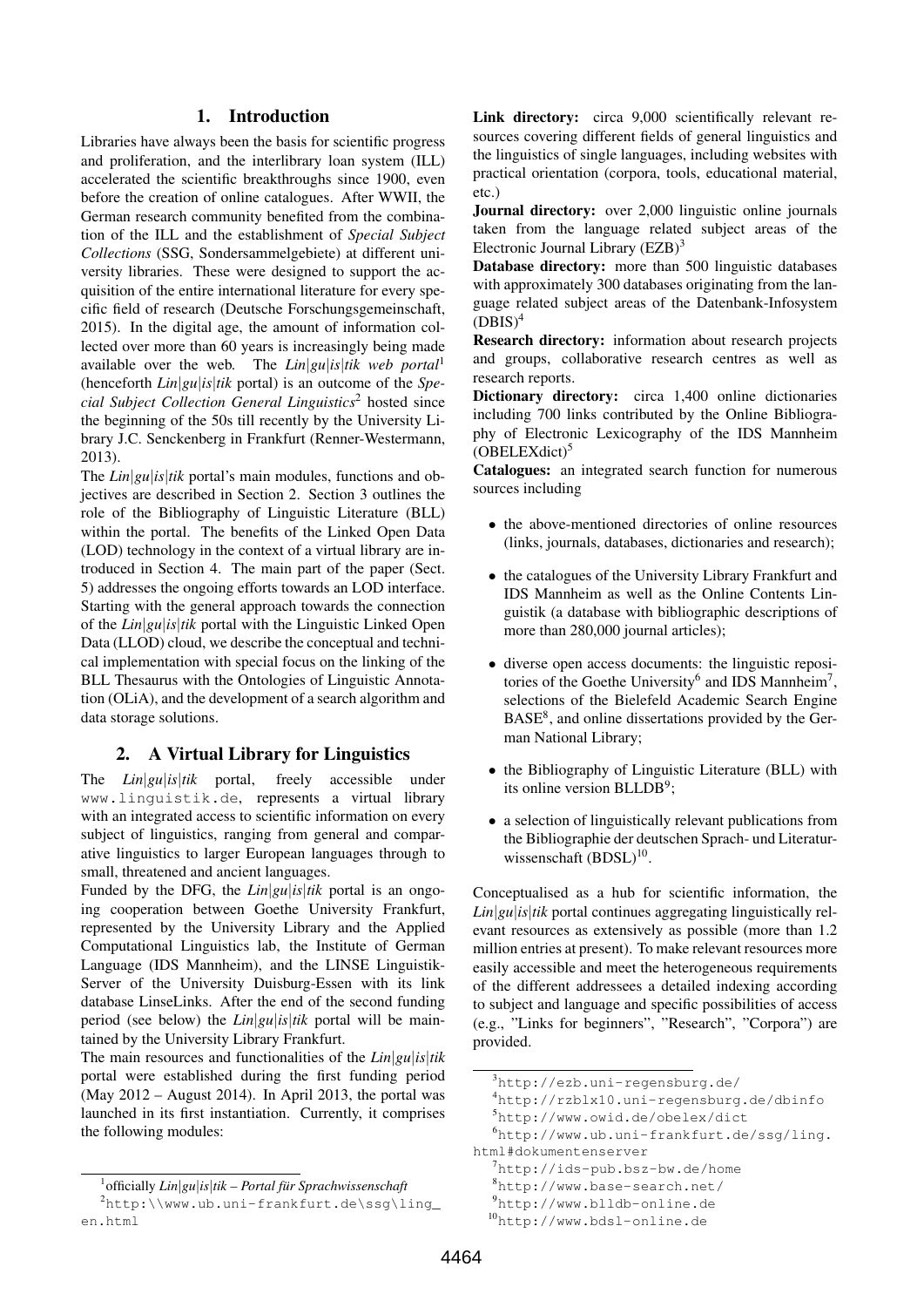## 1. Introduction

Libraries have always been the basis for scientific progress and proliferation, and the interlibrary loan system (ILL) accelerated the scientific breakthroughs since 1900, even before the creation of online catalogues. After WWII, the German research community benefited from the combination of the ILL and the establishment of *Special Subject Collections* (SSG, Sondersammelgebiete) at different university libraries. These were designed to support the acquisition of the entire international literature for every specific field of research (Deutsche Forschungsgemeinschaft, 2015). In the digital age, the amount of information collected over more than 60 years is increasingly being made available over the web. The *Lin|gu|is|tik web portal*[1] (henceforth *Lin|gu|is|tik* portal) is an outcome of the *Special Subject Collection General Linguistics*[2] hosted since the beginning of the 50s till recently by the University Library J.C. Senckenberg in Frankfurt (Renner-Westermann, 2013).

The *Lin|gu|is|tik* portal's main modules, functions and objectives are described in Section 2. Section 3 outlines the role of the Bibliography of Linguistic Literature (BLL) within the portal. The benefits of the Linked Open Data (LOD) technology in the context of a virtual library are introduced in Section 4. The main part of the paper (Sect. 5) addresses the ongoing efforts towards an LOD interface. Starting with the general approach towards the connection of the *Lin|gu|is|tik* portal with the Linguistic Linked Open Data (LLOD) cloud, we describe the conceptual and technical implementation with special focus on the linking of the BLL Thesaurus with the Ontologies of Linguistic Annotation (OLiA), and the development of a search algorithm and data storage solutions.

## 2. A Virtual Library for Linguistics

The *Lin|gu|is|tik* portal, freely accessible under www.linguistik.de, represents a virtual library with an integrated access to scientific information on every subject of linguistics, ranging from general and comparative linguistics to larger European languages through to small, threatened and ancient languages.

Funded by the DFG, the *Lin|gu|is|tik* portal is an ongoing cooperation between Goethe University Frankfurt, represented by the University Library and the Applied Computational Linguistics lab, the Institute of German Language (IDS Mannheim), and the LINSE Linguistik-Server of the University Duisburg-Essen with its link database LinseLinks. After the end of the second funding period (see below) the *Lin|gu|is|tik* portal will be maintained by the University Library Frankfurt.

The main resources and functionalities of the *Lin|gu|is|tik* portal were established during the first funding period (May 2012 – August 2014). In April 2013, the portal was launched in its first instantiation. Currently, it comprises the following modules:

**Link directory:** circa 9,000 scientifically relevant resources covering different fields of general linguistics and the linguistics of single languages, including websites with practical orientation (corpora, tools, educational material, etc.)

**Journal directory:** over 2,000 linguistic online journals taken from the language related subject areas of the Electronic Journal Library (EZB)[3]

**Database directory:** more than 500 linguistic databases with approximately 300 databases originating from the language related subject areas of the Datenbank-Infosystem (DBIS)[4]

**Research directory:** information about research projects and groups, collaborative research centres as well as research reports.

**Dictionary directory:** circa 1,400 online dictionaries including 700 links contributed by the Online Bibliography of Electronic Lexicography of the IDS Mannheim (OBELEXdict)[5]

**Catalogues:** an integrated search function for numerous sources including

- the above-mentioned directories of online resources (links, journals, databases, dictionaries and research);
- the catalogues of the University Library Frankfurt and IDS Mannheim as well as the Online Contents Linguistik (a database with bibliographic descriptions of more than 280,000 journal articles);
- diverse open access documents: the linguistic repositories of the Goethe University[6] and IDS Mannheim[7], selections of the Bielefeld Academic Search Engine BASE[8], and online dissertations provided by the German National Library;
- the Bibliography of Linguistic Literature (BLL) with its online version BLLDB[9];
- a selection of linguistically relevant publications from the Bibliographie der deutschen Sprach- und Literaturwissenschaft (BDSL)[10].

Conceptualised as a hub for scientific information, the *Lin|gu|is|tik* portal continues aggregating linguistically relevant resources as extensively as possible (more than 1.2 million entries at present). To make relevant resources more easily accessible and meet the heterogeneous requirements of the different addressees a detailed indexing according to subject and language and specific possibilities of access (e.g., "Links for beginners", "Research", "Corpora") are provided.

---

[1] officially *Lin|gu|is|tik – Portal für Sprachwissenschaft*

[2] http:\\www.ub.uni-frankfurt.de\ssg\ling_en.html

[3] http://ezb.uni-regensburg.de/

[4] http://rzblx10.uni-regensburg.de/dbinfo

[5] http://www.owid.de/obelex/dict

[6] http://www.ub.uni-frankfurt.de/ssg/ling.html#dokumentenserver

[7] http://ids-pub.bsz-bw.de/home

[8] http://www.base-search.net/

[9] http://www.blldb-online.de

[10] http://www.bdsl-online.de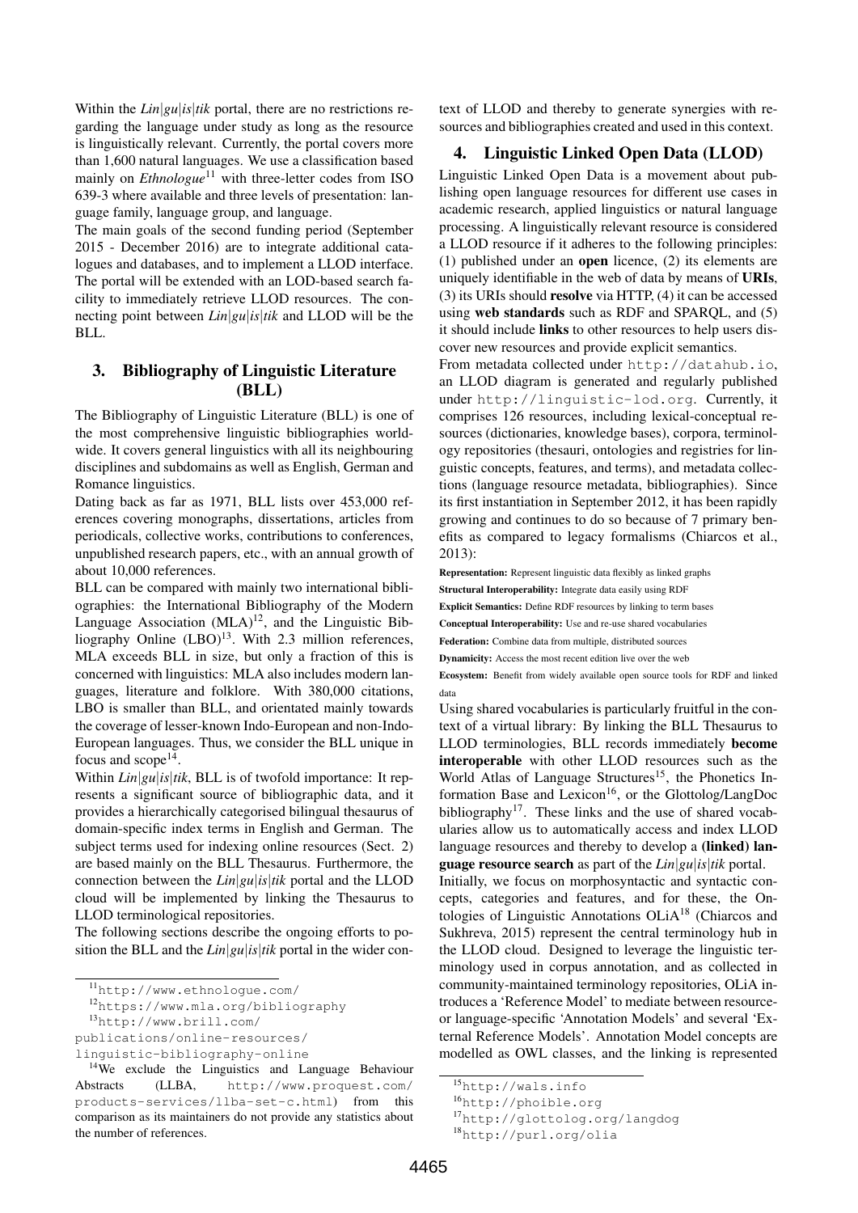Within the *Lin|gu|is|tik* portal, there are no restrictions regarding the language under study as long as the resource is linguistically relevant. Currently, the portal covers more than 1,600 natural languages. We use a classification based mainly on *Ethnologue*[11] with three-letter codes from ISO 639-3 where available and three levels of presentation: language family, language group, and language.

The main goals of the second funding period (September 2015 - December 2016) are to integrate additional catalogues and databases, and to implement a LLOD interface. The portal will be extended with an LOD-based search facility to immediately retrieve LLOD resources. The connecting point between *Lin|gu|is|tik* and LLOD will be the BLL.

## 3. Bibliography of Linguistic Literature (BLL)

The Bibliography of Linguistic Literature (BLL) is one of the most comprehensive linguistic bibliographies worldwide. It covers general linguistics with all its neighbouring disciplines and subdomains as well as English, German and Romance linguistics.

Dating back as far as 1971, BLL lists over 453,000 references covering monographs, dissertations, articles from periodicals, collective works, contributions to conferences, unpublished research papers, etc., with an annual growth of about 10,000 references.

BLL can be compared with mainly two international bibliographies: the International Bibliography of the Modern Language Association (MLA)[12], and the Linguistic Bibliography Online (LBO)[13]. With 2.3 million references, MLA exceeds BLL in size, but only a fraction of this is concerned with linguistics: MLA also includes modern languages, literature and folklore. With 380,000 citations, LBO is smaller than BLL, and orientated mainly towards the coverage of lesser-known Indo-European and non-Indo-European languages. Thus, we consider the BLL unique in focus and scope[14].

Within *Lin|gu|is|tik*, BLL is of twofold importance: It represents a significant source of bibliographic data, and it provides a hierarchically categorised bilingual thesaurus of domain-specific index terms in English and German. The subject terms used for indexing online resources (Sect. 2) are based mainly on the BLL Thesaurus. Furthermore, the connection between the *Lin|gu|is|tik* portal and the LLOD cloud will be implemented by linking the Thesaurus to LLOD terminological repositories.

The following sections describe the ongoing efforts to position the BLL and the *Lin|gu|is|tik* portal in the wider context of LLOD and thereby to generate synergies with resources and bibliographies created and used in this context.

## 4. Linguistic Linked Open Data (LLOD)

Linguistic Linked Open Data is a movement about publishing open language resources for different use cases in academic research, applied linguistics or natural language processing. A linguistically relevant resource is considered a LLOD resource if it adheres to the following principles: (1) published under an **open** licence, (2) its elements are uniquely identifiable in the web of data by means of **URIs**, (3) its URIs should **resolve** via HTTP, (4) it can be accessed using **web standards** such as RDF and SPARQL, and (5) it should include **links** to other resources to help users discover new resources and provide explicit semantics.

From metadata collected under `http://datahub.io`, an LLOD diagram is generated and regularly published under `http://linguistic-lod.org`. Currently, it comprises 126 resources, including lexical-conceptual resources (dictionaries, knowledge bases), corpora, terminology repositories (thesauri, ontologies and registries for linguistic concepts, features, and terms), and metadata collections (language resource metadata, bibliographies). Since its first instantiation in September 2012, it has been rapidly growing and continues to do so because of 7 primary benefits as compared to legacy formalisms (Chiarcos et al., 2013):

**Representation:** Represent linguistic data flexibly as linked graphs

**Structural Interoperability:** Integrate data easily using RDF

**Explicit Semantics:** Define RDF resources by linking to term bases

**Conceptual Interoperability:** Use and re-use shared vocabularies

**Federation:** Combine data from multiple, distributed sources

**Dynamicity:** Access the most recent edition live over the web

**Ecosystem:** Benefit from widely available open source tools for RDF and linked data

Using shared vocabularies is particularly fruitful in the context of a virtual library: By linking the BLL Thesaurus to LLOD terminologies, BLL records immediately **become interoperable** with other LLOD resources such as the World Atlas of Language Structures[15], the Phonetics Information Base and Lexicon[16], or the Glottolog/LangDoc bibliography[17]. These links and the use of shared vocabularies allow us to automatically access and index LLOD language resources and thereby to develop a **(linked) language resource search** as part of the *Lin|gu|is|tik* portal.

Initially, we focus on morphosyntactic and syntactic concepts, categories and features, and for these, the Ontologies of Linguistic Annotations OLiA[18] (Chiarcos and Sukhreva, 2015) represent the central terminology hub in the LLOD cloud. Designed to leverage the linguistic terminology used in corpus annotation, and as collected in community-maintained terminology repositories, OLiA introduces a 'Reference Model' to mediate between resource- or language-specific 'Annotation Models' and several 'External Reference Models'. Annotation Model concepts are modelled as OWL classes, and the linking is represented

---

[11] `http://www.ethnologue.com/`

[12] `https://www.mla.org/bibliography`

[13] `http://www.brill.com/publications/online-resources/linguistic-bibliography-online`

[14] We exclude the Linguistics and Language Behaviour Abstracts (LLBA, `http://www.proquest.com/products-services/llba-set-c.html`) from this comparison as its maintainers do not provide any statistics about the number of references.

[15] `http://wals.info`

[16] `http://phoible.org`

[17] `http://glottolog.org/langdog`

[18] `http://purl.org/olia`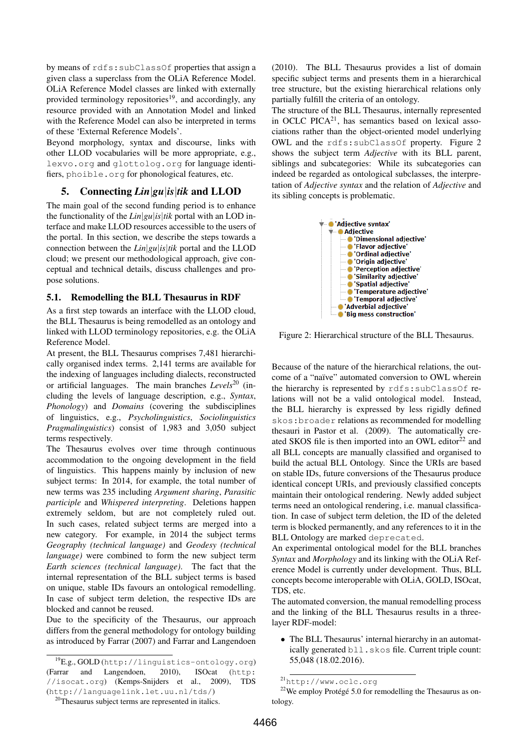by means of `rdfs:subClassOf` properties that assign a given class a superclass from the OLiA Reference Model. OLiA Reference Model classes are linked with externally provided terminology repositories[19], and accordingly, any resource provided with an Annotation Model and linked with the Reference Model can also be interpreted in terms of these 'External Reference Models'.

Beyond morphology, syntax and discourse, links with other LLOD vocabularies will be more appropriate, e.g., `lexvo.org` and `glottolog.org` for language identifiers, `phoible.org` for phonological features, etc.

## 5. Connecting *Lin|gu|is|tik* and LLOD

The main goal of the second funding period is to enhance the functionality of the *Lin|gu|is|tik* portal with an LOD interface and make LLOD resources accessible to the users of the portal. In this section, we describe the steps towards a connection between the *Lin|gu|is|tik* portal and the LLOD cloud; we present our methodological approach, give conceptual and technical details, discuss challenges and propose solutions.

### 5.1. Remodelling the BLL Thesaurus in RDF

As a first step towards an interface with the LLOD cloud, the BLL Thesaurus is being remodelled as an ontology and linked with LLOD terminology repositories, e.g. the OLiA Reference Model.

At present, the BLL Thesaurus comprises 7,481 hierarchically organised index terms. 2,141 terms are available for the indexing of languages including dialects, reconstructed or artificial languages. The main branches *Levels*[20] (including the levels of language description, e.g., *Syntax*, *Phonology*) and *Domains* (covering the subdisciplines of linguistics, e.g., *Psycholinguistics*, *Sociolinguistics* *Pragmalinguistics*) consist of 1,983 and 3,050 subject terms respectively.

The Thesaurus evolves over time through continuous accommodation to the ongoing development in the field of linguistics. This happens mainly by inclusion of new subject terms: In 2014, for example, the total number of new terms was 235 including *Argument sharing*, *Parasitic participle* and *Whispered interpreting*. Deletions happen extremely seldom, but are not completely ruled out. In such cases, related subject terms are merged into a new category. For example, in 2014 the subject terms *Geography (technical language)* and *Geodesy (technical language)* were combined to form the new subject term *Earth sciences (technical language)*. The fact that the internal representation of the BLL subject terms is based on unique, stable IDs favours an ontological remodelling. In case of subject term deletion, the respective IDs are blocked and cannot be reused.

Due to the specificity of the Thesaurus, our approach differs from the general methodology for ontology building as introduced by Farrar (2007) and Farrar and Langendoen (2010). The BLL Thesaurus provides a list of domain specific subject terms and presents them in a hierarchical tree structure, but the existing hierarchical relations only partially fulfill the criteria of an ontology.

The structure of the BLL Thesaurus, internally represented in OCLC PICA[21], has semantics based on lexical associations rather than the object-oriented model underlying OWL and the `rdfs:subClassOf` property. Figure 2 shows the subject term *Adjective* with its BLL parent, siblings and subcategories: While its subcategories can indeed be regarded as ontological subclasses, the interpretation of *Adjective syntax* and the relation of *Adjective* and its sibling concepts is problematic.

```
'Adjective syntax'
  Adjective
    'Dimensional adjective'
    'Flavor adjective'
    'Ordinal adjective'
    'Origin adjective'
    'Perception adjective'
    'Similarity adjective'
    'Spatial adjective'
    'Temperature adjective'
    'Temporal adjective'
  'Adverbial adjective'
  'Big mess construction'
```

Figure 2: Hierarchical structure of the BLL Thesaurus.

Because of the nature of the hierarchical relations, the outcome of a "naïve" automated conversion to OWL wherein the hierarchy is represented by `rdfs:subClassOf` relations will not be a valid ontological model. Instead, the BLL hierarchy is expressed by less rigidly defined `skos:broader` relations as recommended for modelling thesauri in Pastor et al. (2009). The automatically created SKOS file is then imported into an OWL editor[22] and all BLL concepts are manually classified and organised to build the actual BLL Ontology. Since the URIs are based on stable IDs, future conversions of the Thesaurus produce identical concept URIs, and previously classified concepts maintain their ontological rendering. Newly added subject terms need an ontological rendering, i.e. manual classification. In case of subject term deletion, the ID of the deleted term is blocked permanently, and any references to it in the BLL Ontology are marked `deprecated`.

An experimental ontological model for the BLL branches *Syntax* and *Morphology* and its linking with the OLiA Reference Model is currently under development. Thus, BLL concepts become interoperable with OLiA, GOLD, ISOcat, TDS, etc.

The automated conversion, the manual remodelling process and the linking of the BLL Thesaurus results in a three-layer RDF-model:

- The BLL Thesaurus' internal hierarchy in an automatically generated `bll.skos` file. Current triple count: 55,048 (18.02.2016).

---

[19] E.g., GOLD (`http://linguistics-ontology.org`) (Farrar and Langendoen, 2010), ISOcat (`http://isocat.org`) (Kemps-Snijders et al., 2009), TDS (`http://languagelink.let.uu.nl/tds/`)

[20] Thesaurus subject terms are represented in italics.

[21] `http://www.oclc.org`

[22] We employ Protégé 5.0 for remodelling the Thesaurus as ontology.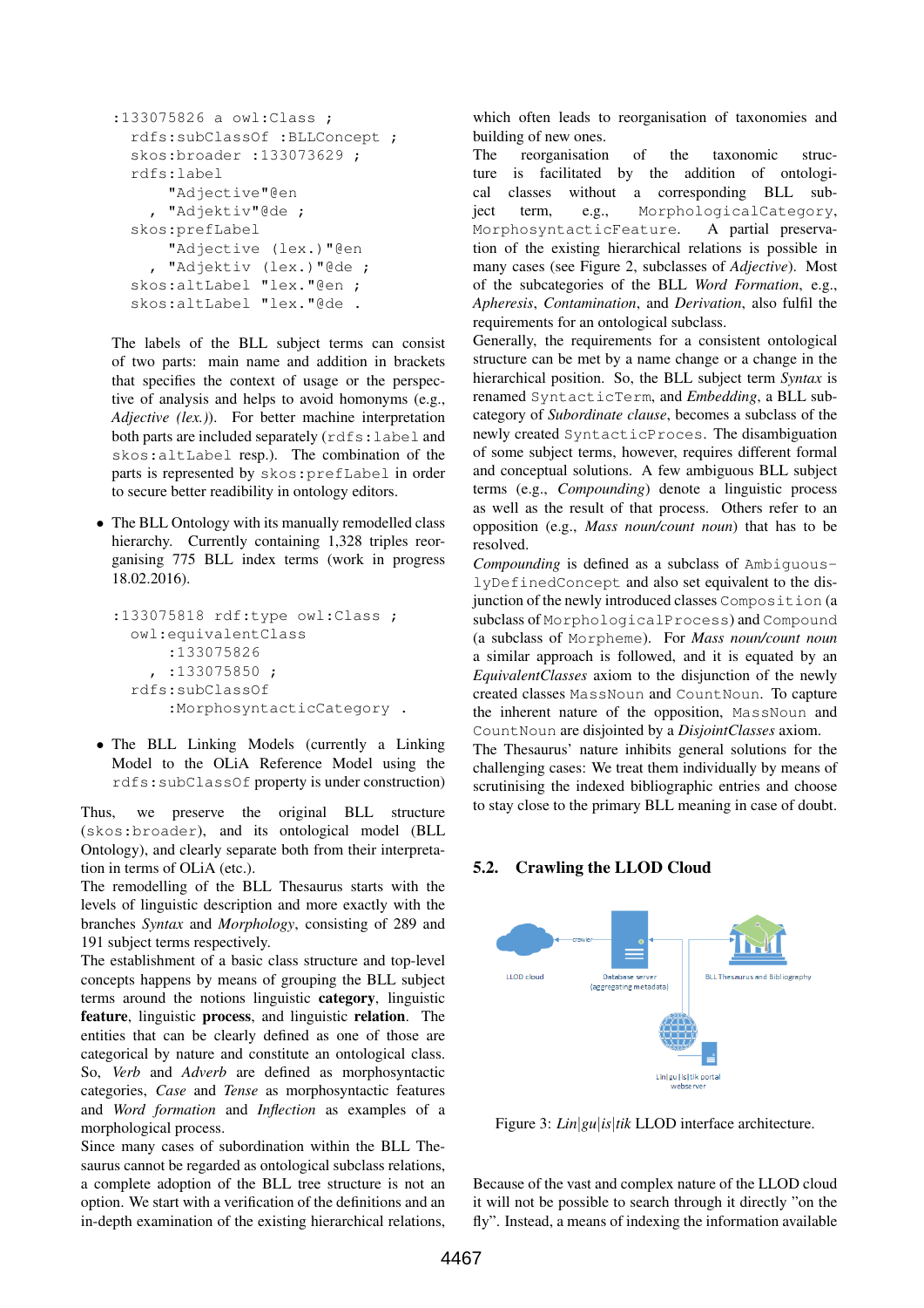```
:133075826 a owl:Class ;
  rdfs:subClassOf :BLLConcept ;
  skos:broader :133073629 ;
  rdfs:label
      "Adjective"@en
    , "Adjektiv"@de ;
  skos:prefLabel
      "Adjective (lex.)"@en
    , "Adjektiv (lex.)"@de ;
  skos:altLabel "lex."@en ;
  skos:altLabel "lex."@de .
```

The labels of the BLL subject terms can consist of two parts: main name and addition in brackets that specifies the context of usage or the perspective of analysis and helps to avoid homonyms (e.g., *Adjective (lex.)*). For better machine interpretation both parts are included separately (`rdfs:label` and `skos:altLabel` resp.). The combination of the parts is represented by `skos:prefLabel` in order to secure better readibility in ontology editors.

- The BLL Ontology with its manually remodelled class hierarchy. Currently containing 1,328 triples reorganising 775 BLL index terms (work in progress 18.02.2016).

```
:133075818 rdf:type owl:Class ;
  owl:equivalentClass
      :133075826
    , :133075850 ;
  rdfs:subClassOf
      :MorphosyntacticCategory .
```

- The BLL Linking Models (currently a Linking Model to the OLiA Reference Model using the `rdfs:subClassOf` property is under construction)

Thus, we preserve the original BLL structure (`skos:broader`), and its ontological model (BLL Ontology), and clearly separate both from their interpretation in terms of OLiA (etc.).
The remodelling of the BLL Thesaurus starts with the levels of linguistic description and more exactly with the branches *Syntax* and *Morphology*, consisting of 289 and 191 subject terms respectively.
The establishment of a basic class structure and top-level concepts happens by means of grouping the BLL subject terms around the notions linguistic **category**, linguistic **feature**, linguistic **process**, and linguistic **relation**. The entities that can be clearly defined as one of those are categorical by nature and constitute an ontological class. So, *Verb* and *Adverb* are defined as morphosyntactic categories, *Case* and *Tense* as morphosyntactic features and *Word formation* and *Inflection* as examples of a morphological process.
Since many cases of subordination within the BLL Thesaurus cannot be regarded as ontological subclass relations, a complete adoption of the BLL tree structure is not an option. We start with a verification of the definitions and an in-depth examination of the existing hierarchical relations, which often leads to reorganisation of taxonomies and building of new ones.
The reorganisation of the taxonomic structure is facilitated by the addition of ontological classes without a corresponding BLL subject term, e.g., `MorphologicalCategory`, `MorphosyntacticFeature`. A partial preservation of the existing hierarchical relations is possible in many cases (see Figure 2, subclasses of *Adjective*). Most of the subcategories of the BLL *Word Formation*, e.g., *Apheresis*, *Contamination*, and *Derivation*, also fulfil the requirements for an ontological subclass.
Generally, the requirements for a consistent ontological structure can be met by a name change or a change in the hierarchical position. So, the BLL subject term *Syntax* is renamed `SyntacticTerm`, and *Embedding*, a BLL subcategory of *Subordinate clause*, becomes a subclass of the newly created `SyntacticProces`. The disambiguation of some subject terms, however, requires different formal and conceptual solutions. A few ambiguous BLL subject terms (e.g., *Compounding*) denote a linguistic process as well as the result of that process. Others refer to an opposition (e.g., *Mass noun/count noun*) that has to be resolved.
*Compounding* is defined as a subclass of `AmbiguouslyDefinedConcept` and also set equivalent to the disjunction of the newly introduced classes `Composition` (a subclass of `MorphologicalProcess`) and `Compound` (a subclass of `Morpheme`). For *Mass noun/count noun* a similar approach is followed, and it is equated by an *EquivalentClasses* axiom to the disjunction of the newly created classes `MassNoun` and `CountNoun`. To capture the inherent nature of the opposition, `MassNoun` and `CountNoun` are disjointed by a *DisjointClasses* axiom.
The Thesaurus' nature inhibits general solutions for the challenging cases: We treat them individually by means of scrutinising the indexed bibliographic entries and choose to stay close to the primary BLL meaning in case of doubt.

### 5.2. Crawling the LLOD Cloud

Figure 3: *Lin|gu|is|tik* LLOD interface architecture.

Because of the vast and complex nature of the LLOD cloud it will not be possible to search through it directly "on the fly". Instead, a means of indexing the information available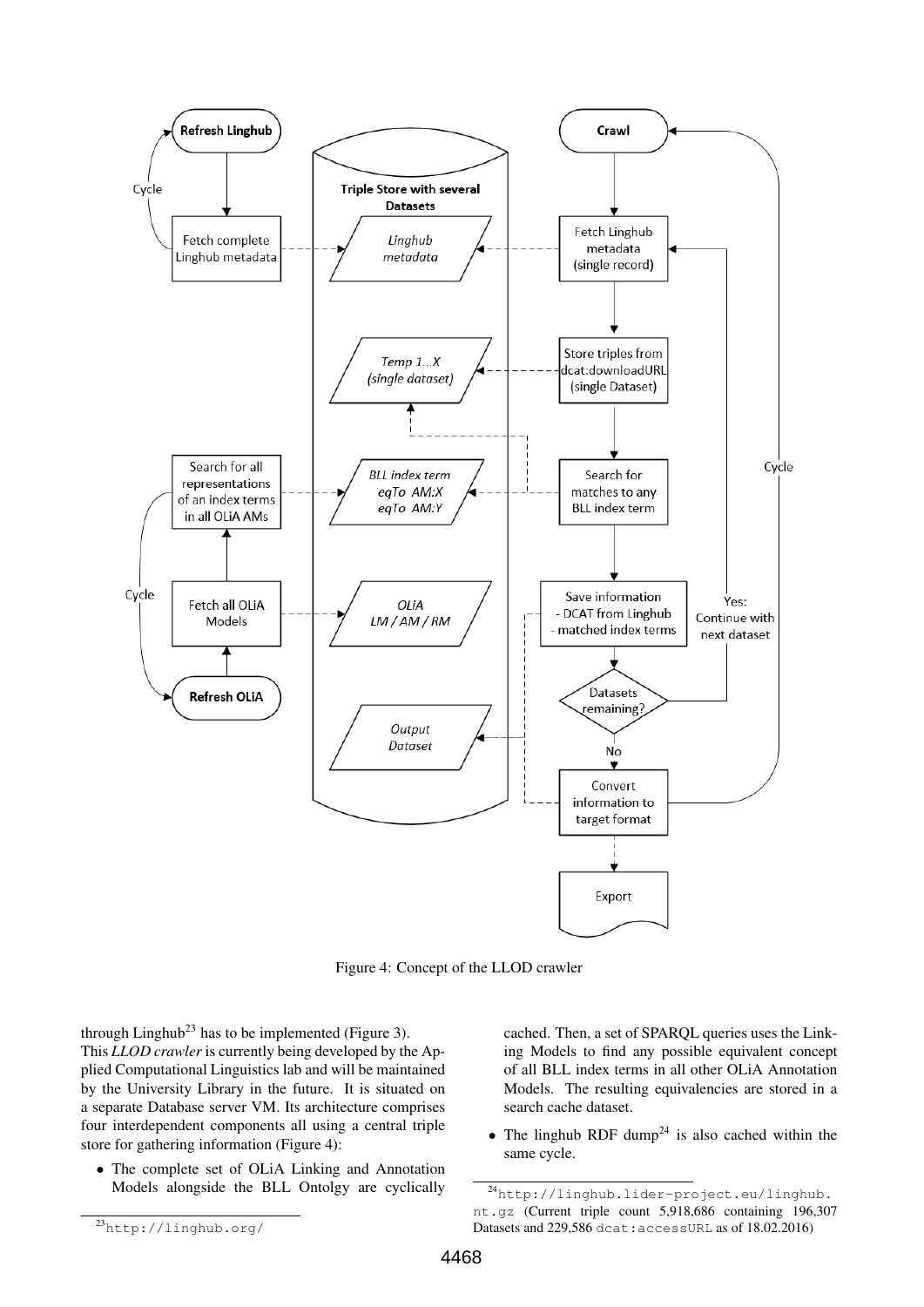Figure 4: Concept of the LLOD crawler

through Linghub[23] has to be implemented (Figure 3).
This *LLOD crawler* is currently being developed by the Applied Computational Linguistics lab and will be maintained by the University Library in the future. It is situated on a separate Database server VM. Its architecture comprises four interdependent components all using a central triple store for gathering information (Figure 4):

- The complete set of OLiA Linking and Annotation Models alongside the BLL Ontolgy are cyclically cached. Then, a set of SPARQL queries uses the Linking Models to find any possible equivalent concept of all BLL index terms in all other OLiA Annotation Models. The resulting equivalencies are stored in a search cache dataset.
- The linghub RDF dump[24] is also cached within the same cycle.

[23] http://linghub.org/

[24] http://linghub.lider-project.eu/linghub.nt.gz (Current triple count 5,918,686 containing 196,307 Datasets and 229,586 dcat:accessURL as of 18.02.2016)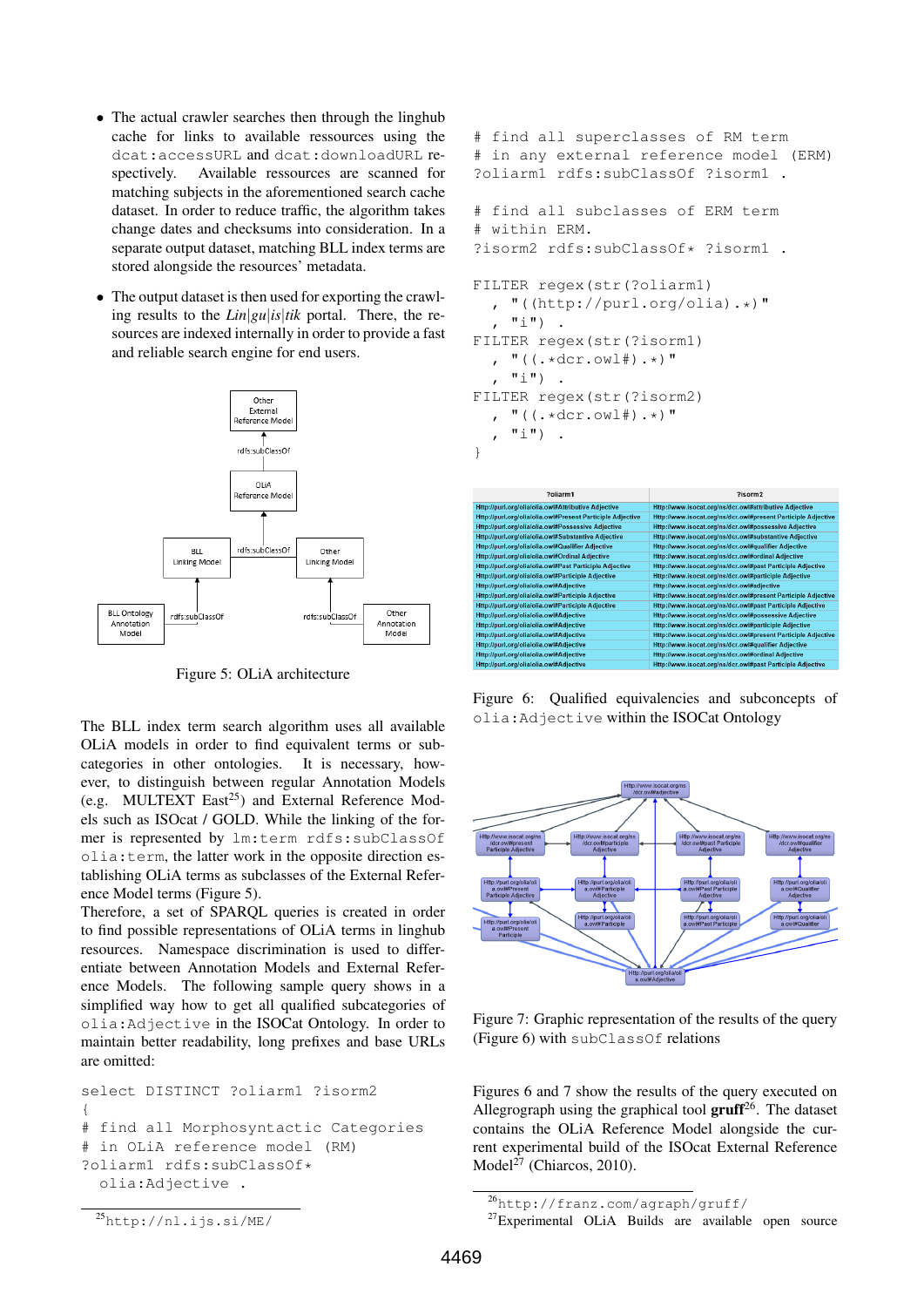- The actual crawler searches then through the linghub cache for links to available ressources using the `dcat:accessURL` and `dcat:downloadURL` respectively. Available ressources are scanned for matching subjects in the aforementioned search cache dataset. In order to reduce traffic, the algorithm takes change dates and checksums into consideration. In a separate output dataset, matching BLL index terms are stored alongside the resources' metadata.
- The output dataset is then used for exporting the crawling results to the *Lin|gu|is|tik* portal. There, the resources are indexed internally in order to provide a fast and reliable search engine for end users.

Figure 5: OLiA architecture

The BLL index term search algorithm uses all available OLiA models in order to find equivalent terms or subcategories in other ontologies. It is necessary, however, to distinguish between regular Annotation Models (e.g. MULTEXT East[25]) and External Reference Models such as ISOcat / GOLD. While the linking of the former is represented by `lm:term rdfs:subClassOf olia:term`, the latter work in the opposite direction establishing OLiA terms as subclasses of the External Reference Model terms (Figure 5).
Therefore, a set of SPARQL queries is created in order to find possible representations of OLiA terms in linghub resources. Namespace discrimination is used to differentiate between Annotation Models and External Reference Models. The following sample query shows in a simplified way how to get all subcategories of `olia:Adjective` in the ISOCat Ontology. In order to maintain better readability, long prefixes and base URLs are omitted:

```
select DISTINCT ?oliarm1 ?isorm2
{
# find all Morphosyntactic Categories
# in OLiA reference model (RM)
?oliarm1 rdfs:subClassOf*
  olia:Adjective .
# find all superclasses of RM term
# in any external reference model (ERM)
?oliarm1 rdfs:subClassOf ?isorm1 .

# find all subclasses of ERM term
# within ERM.
?isorm2 rdfs:subClassOf* ?isorm1 .

FILTER regex(str(?oliarm1)
  , "((http://purl.org/olia).*)"
  , "i") .
FILTER regex(str(?isorm1)
  , "((.*dcr.owl#).*)"
  , "i") .
FILTER regex(str(?isorm2)
  , "((.*dcr.owl#).*)"
  , "i") .
}
```

| ?oliarm1 | ?isorm2 |
|---|---|
| Http://purl.org/olia/olia.owl#Attributive Adjective | Http://www.isocat.org/ns/dcr.owl#attributive Adjective |
| Http://purl.org/olia/olia.owl#Present Participle Adjective | Http://www.isocat.org/ns/dcr.owl#present Participle Adjective |
| Http://purl.org/olia/olia.owl#Possessive Adjective | Http://www.isocat.org/ns/dcr.owl#possessive Adjective |
| Http://purl.org/olia/olia.owl#Substantive Adjective | Http://www.isocat.org/ns/dcr.owl#substantive Adjective |
| Http://purl.org/olia/olia.owl#Qualifier Adjective | Http://www.isocat.org/ns/dcr.owl#qualifier Adjective |
| Http://purl.org/olia/olia.owl#Ordinal Adjective | Http://www.isocat.org/ns/dcr.owl#ordinal Adjective |
| Http://purl.org/olia/olia.owl#Past Participle Adjective | Http://www.isocat.org/ns/dcr.owl#past Participle Adjective |
| Http://purl.org/olia/olia.owl#Participle Adjective | Http://www.isocat.org/ns/dcr.owl#participle Adjective |
| Http://purl.org/olia/olia.owl#Adjective | Http://www.isocat.org/ns/dcr.owl#adjective |
| Http://purl.org/olia/olia.owl#Participle Adjective | Http://www.isocat.org/ns/dcr.owl#present Participle Adjective |
| Http://purl.org/olia/olia.owl#Participle Adjective | Http://www.isocat.org/ns/dcr.owl#past Participle Adjective |
| Http://purl.org/olia/olia.owl#Adjective | Http://www.isocat.org/ns/dcr.owl#possessive Adjective |
| Http://purl.org/olia/olia.owl#Adjective | Http://www.isocat.org/ns/dcr.owl#participle Adjective |
| Http://purl.org/olia/olia.owl#Adjective | Http://www.isocat.org/ns/dcr.owl#present Participle Adjective |
| Http://purl.org/olia/olia.owl#Adjective | Http://www.isocat.org/ns/dcr.owl#qualifier Adjective |
| Http://purl.org/olia/olia.owl#Adjective | Http://www.isocat.org/ns/dcr.owl#ordinal Adjective |
| Http://purl.org/olia/olia.owl#Adjective | Http://www.isocat.org/ns/dcr.owl#past Participle Adjective |

Figure 6: Qualified equivalencies and subconcepts of `olia:Adjective` within the ISOCat Ontology

Figure 7: Graphic representation of the results of the query (Figure 6) with `subClassOf` relations

Figures 6 and 7 show the results of the query executed on Allegrograph using the graphical tool **gruff**[26]. The dataset contains the OLiA Reference Model alongside the current experimental build of the ISOcat External Reference Model[27] (Chiarcos, 2010).

[25] http://nl.ijs.si/ME/

[26] http://franz.com/agraph/gruff/

[27] Experimental OLiA Builds are available open source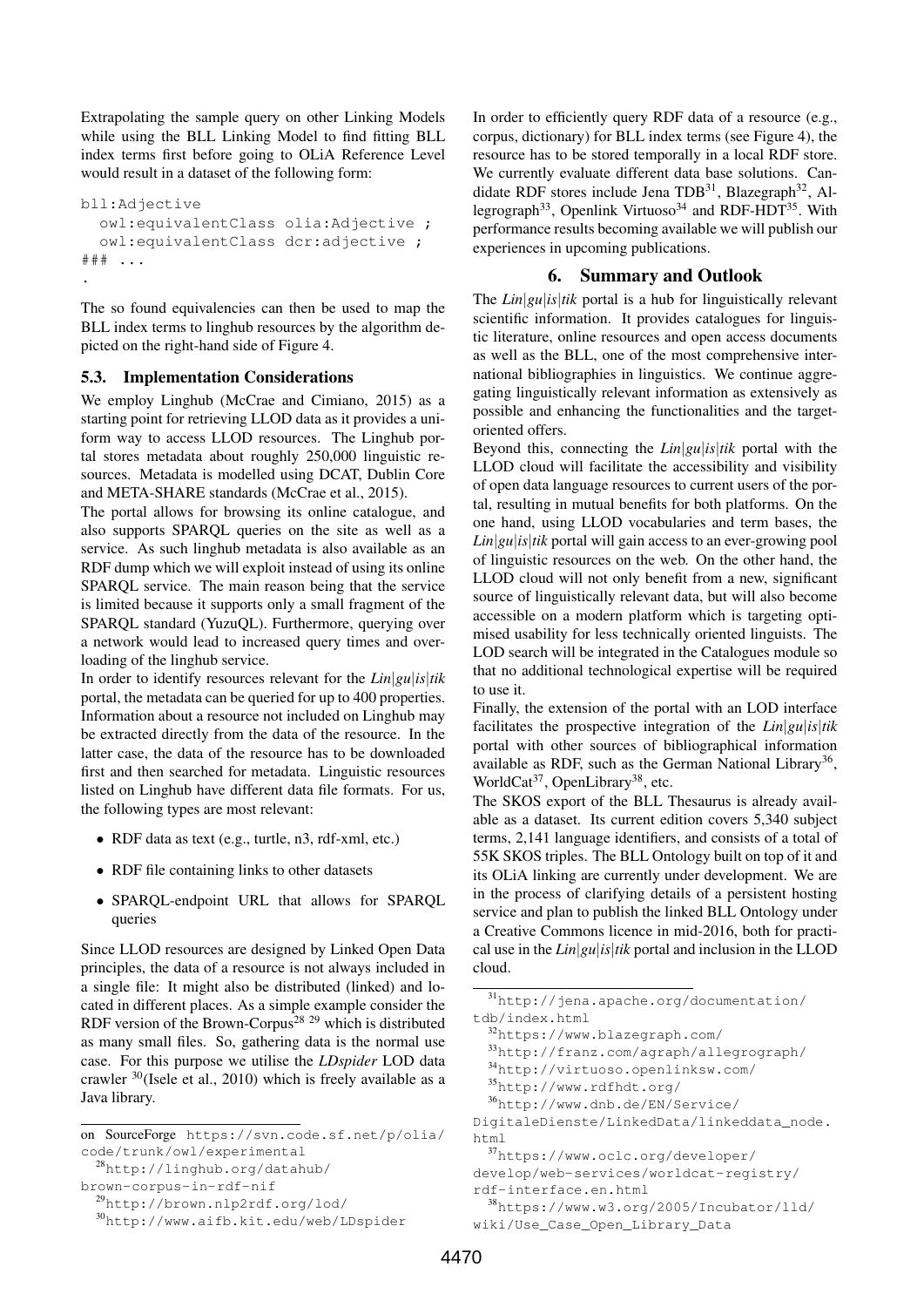Extrapolating the sample query on other Linking Models while using the BLL Linking Model to find fitting BLL index terms first before going to OLiA Reference Level would result in a dataset of the following form:

```
bll:Adjective
  owl:equivalentClass olia:Adjective ;
  owl:equivalentClass dcr:adjective ;
### ...
.
```

The so found equivalencies can then be used to map the BLL index terms to linghub resources by the algorithm depicted on the right-hand side of Figure 4.

### 5.3. Implementation Considerations

We employ Linghub (McCrae and Cimiano, 2015) as a starting point for retrieving LLOD data as it provides a uniform way to access LLOD resources. The Linghub portal stores metadata about roughly 250,000 linguistic resources. Metadata is modelled using DCAT, Dublin Core and META-SHARE standards (McCrae et al., 2015).

The portal allows for browsing its online catalogue, and also supports SPARQL queries on the site as well as a service. As such linghub metadata is also available as an RDF dump which we will exploit instead of using its online SPARQL service. The main reason being that the service is limited because it supports only a small fragment of the SPARQL standard (YuzuQL). Furthermore, querying over a network would lead to increased query times and overloading of the linghub service.

In order to identify resources relevant for the *Lin|gu|is|tik* portal, the metadata can be queried for up to 400 properties. Information about a resource not included on Linghub may be extracted directly from the data of the resource. In the latter case, the data of the resource has to be downloaded first and then searched for metadata. Linguistic resources listed on Linghub have different data file formats. For us, the following types are most relevant:

- RDF data as text (e.g., turtle, n3, rdf-xml, etc.)
- RDF file containing links to other datasets
- SPARQL-endpoint URL that allows for SPARQL queries

Since LLOD resources are designed by Linked Open Data principles, the data of a resource is not always included in a single file: It might also be distributed (linked) and located in different places. As a simple example consider the RDF version of the Brown-Corpus[28] [29] which is distributed as many small files. So, gathering data is the normal use case. For this purpose we utilise the *LDspider* LOD data crawler [30](Isele et al., 2010) which is freely available as a Java library.

In order to efficiently query RDF data of a resource (e.g., corpus, dictionary) for BLL index terms (see Figure 4), the resource has to be stored temporally in a local RDF store. We currently evaluate different data base solutions. Candidate RDF stores include Jena TDB[31], Blazegraph[32], Allegrograph[33], Openlink Virtuoso[34] and RDF-HDT[35]. With performance results becoming available we will publish our experiences in upcoming publications.

## 6. Summary and Outlook

The *Lin|gu|is|tik* portal is a hub for linguistically relevant scientific information. It provides catalogues for linguistic literature, online resources and open access documents as well as the BLL, one of the most comprehensive international bibliographies in linguistics. We continue aggregating linguistically relevant information as extensively as possible and enhancing the functionalities and the target-oriented offers.

Beyond this, connecting the *Lin|gu|is|tik* portal with the LLOD cloud will facilitate the accessibility and visibility of open data language resources to current users of the portal, resulting in mutual benefits for both platforms. On the one hand, using LLOD vocabularies and term bases, the *Lin|gu|is|tik* portal will gain access to an ever-growing pool of linguistic resources on the web. On the other hand, the LLOD cloud will not only benefit from a new, significant source of linguistically relevant data, but will also become accessible on a modern platform which is targeting optimised usability for less technically oriented linguists. The LOD search will be integrated in the Catalogues module so that no additional technological expertise will be required to use it.

Finally, the extension of the portal with an LOD interface facilitates the prospective integration of the *Lin|gu|is|tik* portal with other sources of bibliographical information available as RDF, such as the German National Library[36], WorldCat[37], OpenLibrary[38], etc.

The SKOS export of the BLL Thesaurus is already available as a dataset. Its current edition covers 5,340 subject terms, 2,141 language identifiers, and consists of a total of 55K SKOS triples. The BLL Ontology built on top of it and its OLiA linking are currently under development. We are in the process of clarifying details of a persistent hosting service and plan to publish the linked BLL Ontology under a Creative Commons licence in mid-2016, both for practical use in the *Lin|gu|is|tik* portal and inclusion in the LLOD cloud.

---

on SourceForge https://svn.code.sf.net/p/olia/code/trunk/owl/experimental

[28] http://linghub.org/datahub/brown-corpus-in-rdf-nif

[29] http://brown.nlp2rdf.org/lod/

[30] http://www.aifb.kit.edu/web/LDspider

[31] http://jena.apache.org/documentation/tdb/index.html

[32] https://www.blazegraph.com/

[33] http://franz.com/agraph/allegrograph/

[34] http://virtuoso.openlinksw.com/

[35] http://www.rdfhdt.org/

[36] http://www.dnb.de/EN/Service/DigitaleDienste/LinkedData/linkeddata_node.html

[37] https://www.oclc.org/developer/develop/web-services/worldcat-registry/rdf-interface.en.html

[38] https://www.w3.org/2005/Incubator/lld/wiki/Use_Case_Open_Library_Data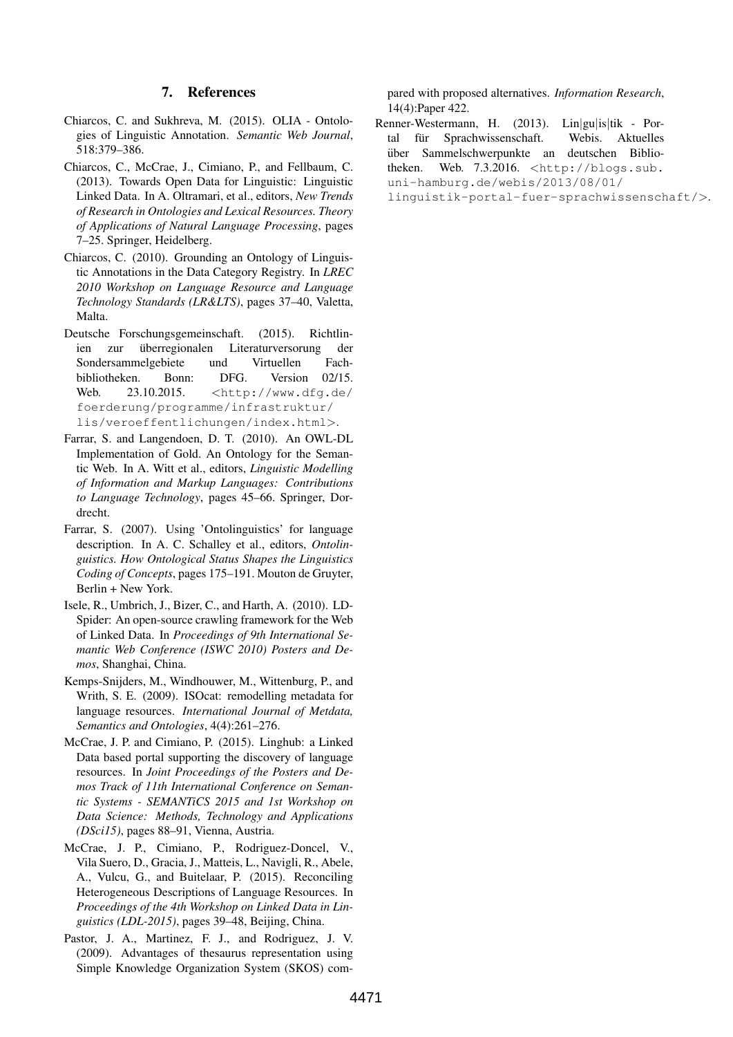## 7. References

Chiarcos, C. and Sukhreva, M. (2015). OLIA - Ontologies of Linguistic Annotation. *Semantic Web Journal*, 518:379–386.

Chiarcos, C., McCrae, J., Cimiano, P., and Fellbaum, C. (2013). Towards Open Data for Linguistic: Linguistic Linked Data. In A. Oltramari, et al., editors, *New Trends of Research in Ontologies and Lexical Resources. Theory of Applications of Natural Language Processing*, pages 7–25. Springer, Heidelberg.

Chiarcos, C. (2010). Grounding an Ontology of Linguistic Annotations in the Data Category Registry. In *LREC 2010 Workshop on Language Resource and Language Technology Standards (LR&LTS)*, pages 37–40, Valetta, Malta.

Deutsche Forschungsgemeinschaft. (2015). Richtlinien zur überregionalen Literaturversorung der Sondersammelgebiete und Virtuellen Fachbibliotheken. Bonn: DFG. Version 02/15. Web. 23.10.2015. <http://www.dfg.de/foerderung/programme/infrastruktur/lis/veroeffentlichungen/index.html>.

Farrar, S. and Langendoen, D. T. (2010). An OWL-DL Implementation of Gold. An Ontology for the Semantic Web. In A. Witt et al., editors, *Linguistic Modelling of Information and Markup Languages: Contributions to Language Technology*, pages 45–66. Springer, Dordrecht.

Farrar, S. (2007). Using 'Ontolinguistics' for language description. In A. C. Schalley et al., editors, *Ontolinguistics. How Ontological Status Shapes the Linguistics Coding of Concepts*, pages 175–191. Mouton de Gruyter, Berlin + New York.

Isele, R., Umbrich, J., Bizer, C., and Harth, A. (2010). LD-Spider: An open-source crawling framework for the Web of Linked Data. In *Proceedings of 9th International Semantic Web Conference (ISWC 2010) Posters and Demos*, Shanghai, China.

Kemps-Snijders, M., Windhouwer, M., Wittenburg, P., and Writh, S. E. (2009). ISOcat: remodelling metadata for language resources. *International Journal of Metdata, Semantics and Ontologies*, 4(4):261–276.

McCrae, J. P. and Cimiano, P. (2015). Linghub: a Linked Data based portal supporting the discovery of language resources. In *Joint Proceedings of the Posters and Demos Track of 11th International Conference on Semantic Systems - SEMANTiCS 2015 and 1st Workshop on Data Science: Methods, Technology and Applications (DSci15)*, pages 88–91, Vienna, Austria.

McCrae, J. P., Cimiano, P., Rodriguez-Doncel, V., Vila Suero, D., Gracia, J., Matteis, L., Navigli, R., Abele, A., Vulcu, G., and Buitelaar, P. (2015). Reconciling Heterogeneous Descriptions of Language Resources. In *Proceedings of the 4th Workshop on Linked Data in Linguistics (LDL-2015)*, pages 39–48, Beijing, China.

Pastor, J. A., Martinez, F. J., and Rodriguez, J. V. (2009). Advantages of thesaurus representation using Simple Knowledge Organization System (SKOS) compared with proposed alternatives. *Information Research*, 14(4):Paper 422.

Renner-Westermann, H. (2013). Lin|gu|is|tik - Portal für Sprachwissenschaft. Webis. Aktuelles über Sammelschwerpunkte an deutschen Bibliotheken. Web. 7.3.2016. <http://blogs.sub.uni-hamburg.de/webis/2013/08/01/linguistik-portal-fuer-sprachwissenschaft/>.